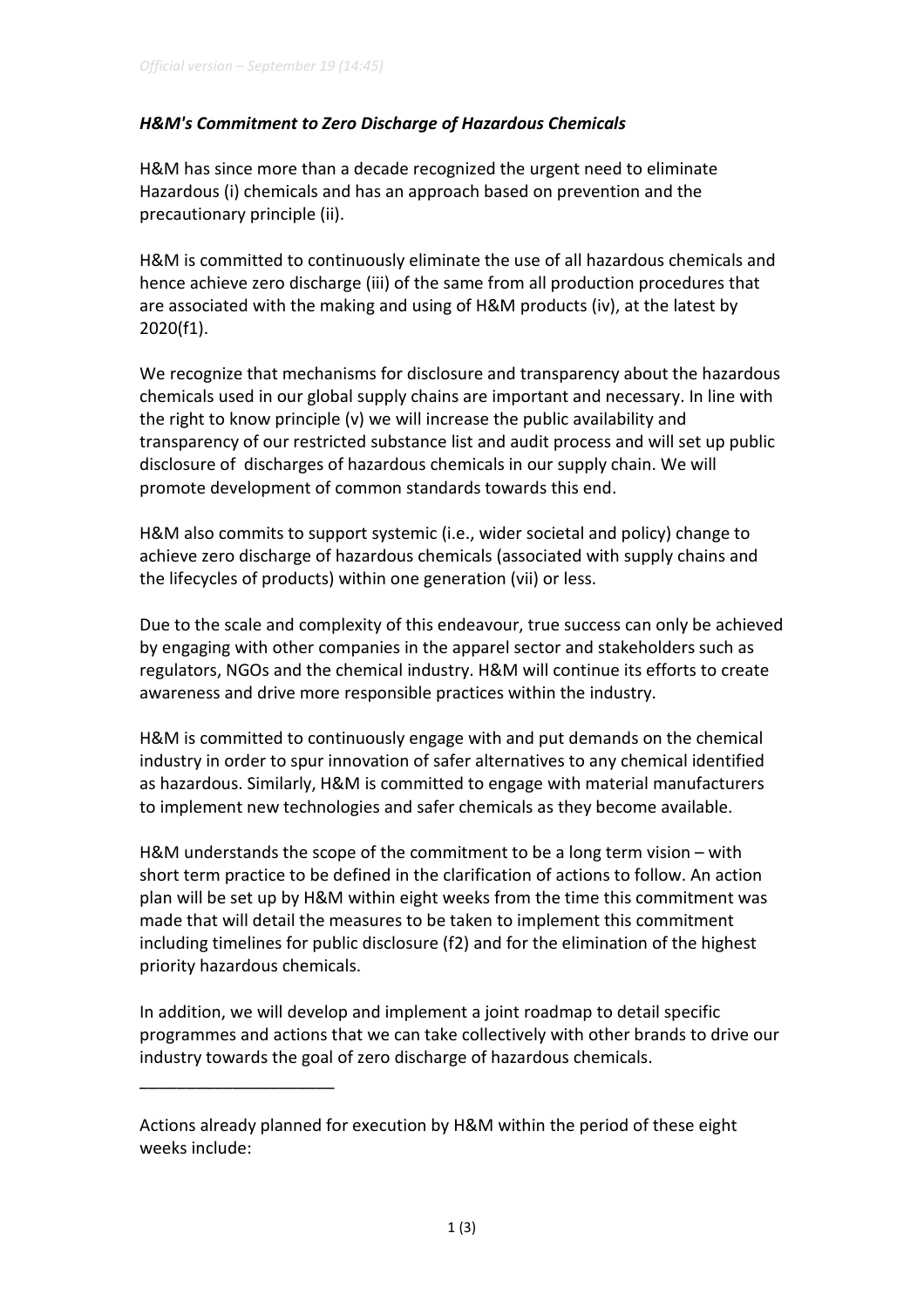*Official version – September 19 (14:45)*

## ***H&M's Commitment to Zero Discharge of Hazardous Chemicals***

H&M has since more than a decade recognized the urgent need to eliminate Hazardous (i) chemicals and has an approach based on prevention and the precautionary principle (ii).

H&M is committed to continuously eliminate the use of all hazardous chemicals and hence achieve zero discharge (iii) of the same from all production procedures that are associated with the making and using of H&M products (iv), at the latest by 2020(f1).

We recognize that mechanisms for disclosure and transparency about the hazardous chemicals used in our global supply chains are important and necessary. In line with the right to know principle (v) we will increase the public availability and transparency of our restricted substance list and audit process and will set up public disclosure of discharges of hazardous chemicals in our supply chain. We will promote development of common standards towards this end.

H&M also commits to support systemic (i.e., wider societal and policy) change to achieve zero discharge of hazardous chemicals (associated with supply chains and the lifecycles of products) within one generation (vii) or less.

Due to the scale and complexity of this endeavour, true success can only be achieved by engaging with other companies in the apparel sector and stakeholders such as regulators, NGOs and the chemical industry. H&M will continue its efforts to create awareness and drive more responsible practices within the industry.

H&M is committed to continuously engage with and put demands on the chemical industry in order to spur innovation of safer alternatives to any chemical identified as hazardous. Similarly, H&M is committed to engage with material manufacturers to implement new technologies and safer chemicals as they become available.

H&M understands the scope of the commitment to be a long term vision – with short term practice to be defined in the clarification of actions to follow. An action plan will be set up by H&M within eight weeks from the time this commitment was made that will detail the measures to be taken to implement this commitment including timelines for public disclosure (f2) and for the elimination of the highest priority hazardous chemicals.

In addition, we will develop and implement a joint roadmap to detail specific programmes and actions that we can take collectively with other brands to drive our industry towards the goal of zero discharge of hazardous chemicals.

---

Actions already planned for execution by H&M within the period of these eight weeks include: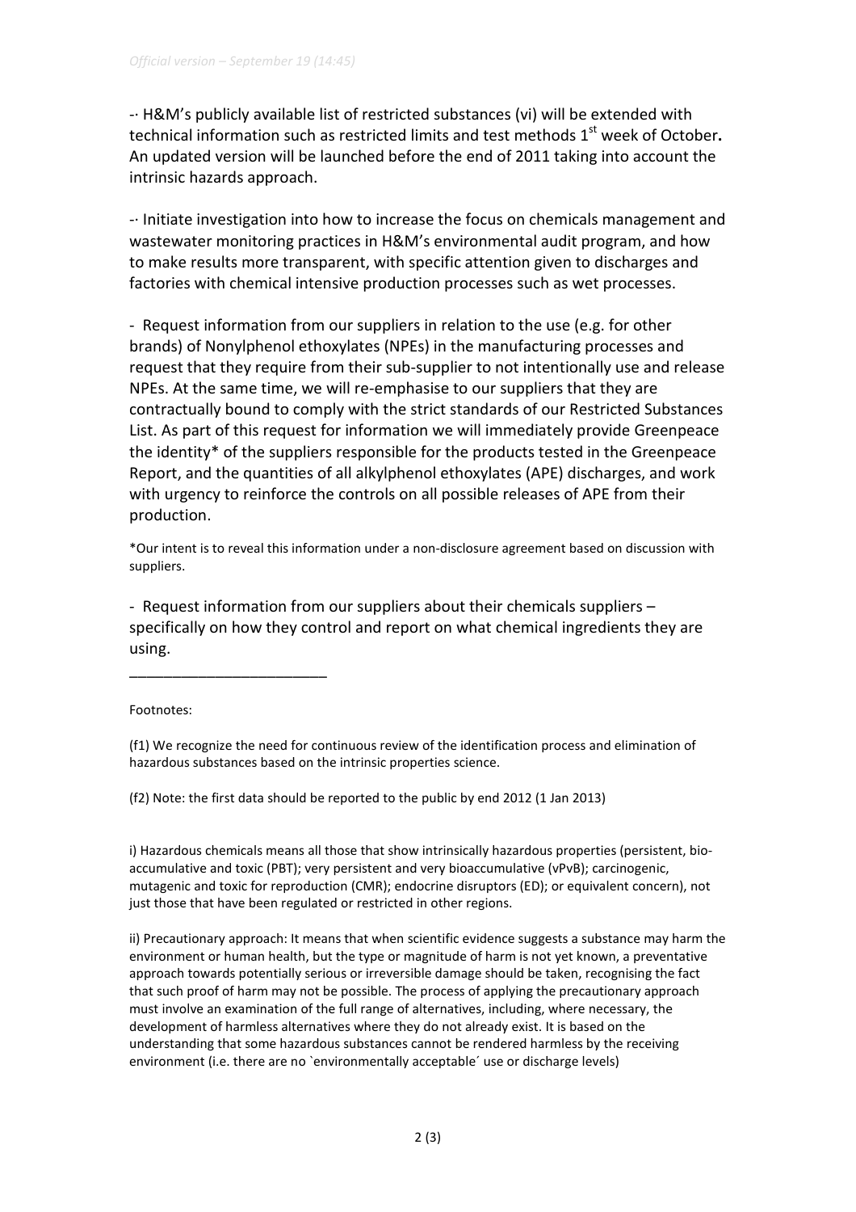*Official version – September 19 (14:45)*

-· H&M's publicly available list of restricted substances (vi) will be extended with technical information such as restricted limits and test methods 1st week of October**.** An updated version will be launched before the end of 2011 taking into account the intrinsic hazards approach.

-· Initiate investigation into how to increase the focus on chemicals management and wastewater monitoring practices in H&M's environmental audit program, and how to make results more transparent, with specific attention given to discharges and factories with chemical intensive production processes such as wet processes.

- Request information from our suppliers in relation to the use (e.g. for other brands) of Nonylphenol ethoxylates (NPEs) in the manufacturing processes and request that they require from their sub-supplier to not intentionally use and release NPEs. At the same time, we will re-emphasise to our suppliers that they are contractually bound to comply with the strict standards of our Restricted Substances List. As part of this request for information we will immediately provide Greenpeace the identity* of the suppliers responsible for the products tested in the Greenpeace Report, and the quantities of all alkylphenol ethoxylates (APE) discharges, and work with urgency to reinforce the controls on all possible releases of APE from their production.

*Our intent is to reveal this information under a non-disclosure agreement based on discussion with suppliers.

- Request information from our suppliers about their chemicals suppliers – specifically on how they control and report on what chemical ingredients they are using.

---

Footnotes:

(f1) We recognize the need for continuous review of the identification process and elimination of hazardous substances based on the intrinsic properties science.

(f2) Note: the first data should be reported to the public by end 2012 (1 Jan 2013)

i) Hazardous chemicals means all those that show intrinsically hazardous properties (persistent, bio-accumulative and toxic (PBT); very persistent and very bioaccumulative (vPvB); carcinogenic, mutagenic and toxic for reproduction (CMR); endocrine disruptors (ED); or equivalent concern), not just those that have been regulated or restricted in other regions.

ii) Precautionary approach: It means that when scientific evidence suggests a substance may harm the environment or human health, but the type or magnitude of harm is not yet known, a preventative approach towards potentially serious or irreversible damage should be taken, recognising the fact that such proof of harm may not be possible. The process of applying the precautionary approach must involve an examination of the full range of alternatives, including, where necessary, the development of harmless alternatives where they do not already exist. It is based on the understanding that some hazardous substances cannot be rendered harmless by the receiving environment (i.e. there are no `environmentally acceptable´ use or discharge levels)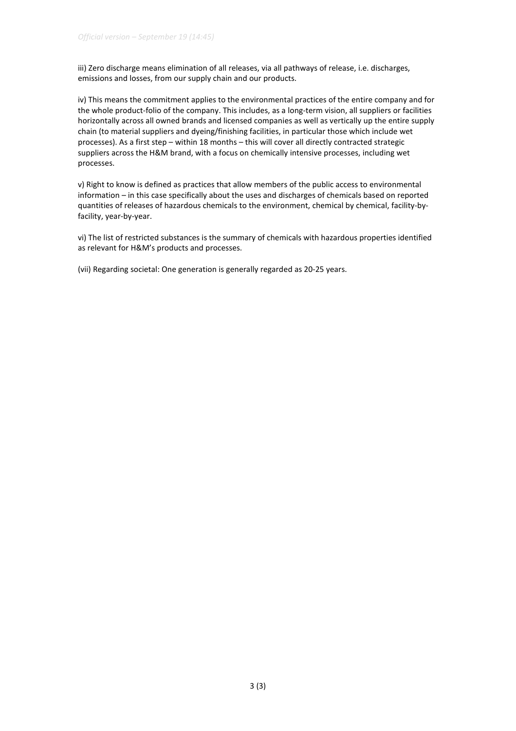iii) Zero discharge means elimination of all releases, via all pathways of release, i.e. discharges, emissions and losses, from our supply chain and our products.

iv) This means the commitment applies to the environmental practices of the entire company and for the whole product-folio of the company. This includes, as a long-term vision, all suppliers or facilities horizontally across all owned brands and licensed companies as well as vertically up the entire supply chain (to material suppliers and dyeing/finishing facilities, in particular those which include wet processes). As a first step – within 18 months – this will cover all directly contracted strategic suppliers across the H&M brand, with a focus on chemically intensive processes, including wet processes.

v) Right to know is defined as practices that allow members of the public access to environmental information – in this case specifically about the uses and discharges of chemicals based on reported quantities of releases of hazardous chemicals to the environment, chemical by chemical, facility-by-facility, year-by-year.

vi) The list of restricted substances is the summary of chemicals with hazardous properties identified as relevant for H&M's products and processes.

(vii) Regarding societal: One generation is generally regarded as 20-25 years.